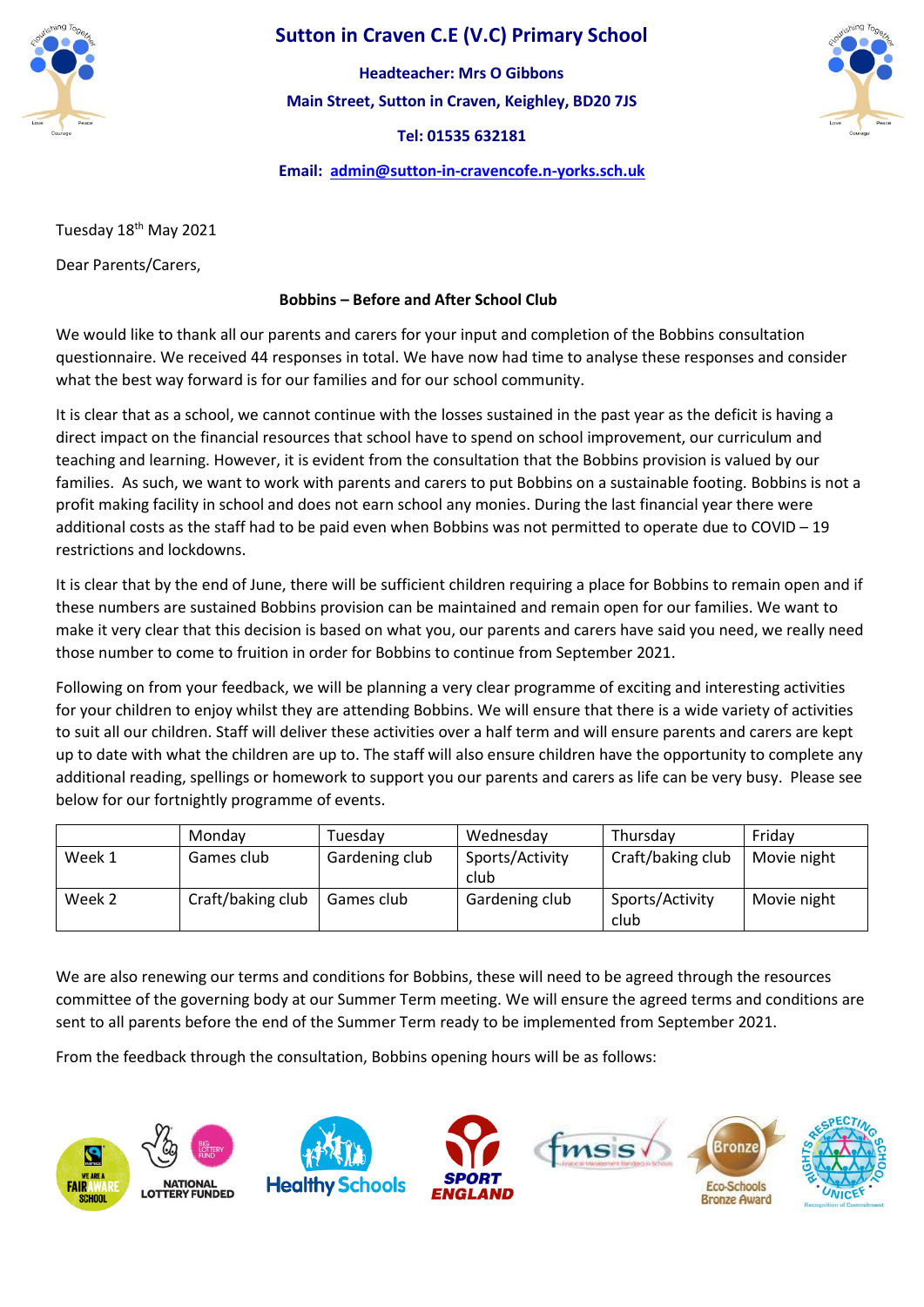# Sutton in Craven C.E (V.C) Primary School

**Headteacher: Mrs O Gibbons**

**Main Street, Sutton in Craven, Keighley, BD20 7JS**

**Tel: 01535 632181**

**Email: admin@sutton-in-cravencofe.n-yorks.sch.uk**

Tuesday 18th May 2021

Dear Parents/Carers,

**Bobbins – Before and After School Club**

We would like to thank all our parents and carers for your input and completion of the Bobbins consultation questionnaire. We received 44 responses in total. We have now had time to analyse these responses and consider what the best way forward is for our families and for our school community.

It is clear that as a school, we cannot continue with the losses sustained in the past year as the deficit is having a direct impact on the financial resources that school have to spend on school improvement, our curriculum and teaching and learning. However, it is evident from the consultation that the Bobbins provision is valued by our families. As such, we want to work with parents and carers to put Bobbins on a sustainable footing. Bobbins is not a profit making facility in school and does not earn school any monies. During the last financial year there were additional costs as the staff had to be paid even when Bobbins was not permitted to operate due to COVID – 19 restrictions and lockdowns.

It is clear that by the end of June, there will be sufficient children requiring a place for Bobbins to remain open and if these numbers are sustained Bobbins provision can be maintained and remain open for our families. We want to make it very clear that this decision is based on what you, our parents and carers have said you need, we really need those number to come to fruition in order for Bobbins to continue from September 2021.

Following on from your feedback, we will be planning a very clear programme of exciting and interesting activities for your children to enjoy whilst they are attending Bobbins. We will ensure that there is a wide variety of activities to suit all our children. Staff will deliver these activities over a half term and will ensure parents and carers are kept up to date with what the children are up to. The staff will also ensure children have the opportunity to complete any additional reading, spellings or homework to support you our parents and carers as life can be very busy. Please see below for our fortnightly programme of events.

| | Monday | Tuesday | Wednesday | Thursday | Friday |
|---|---|---|---|---|---|
| Week 1 | Games club | Gardening club | Sports/Activity club | Craft/baking club | Movie night |
| Week 2 | Craft/baking club | Games club | Gardening club | Sports/Activity club | Movie night |

We are also renewing our terms and conditions for Bobbins, these will need to be agreed through the resources committee of the governing body at our Summer Term meeting. We will ensure the agreed terms and conditions are sent to all parents before the end of the Summer Term ready to be implemented from September 2021.

From the feedback through the consultation, Bobbins opening hours will be as follows: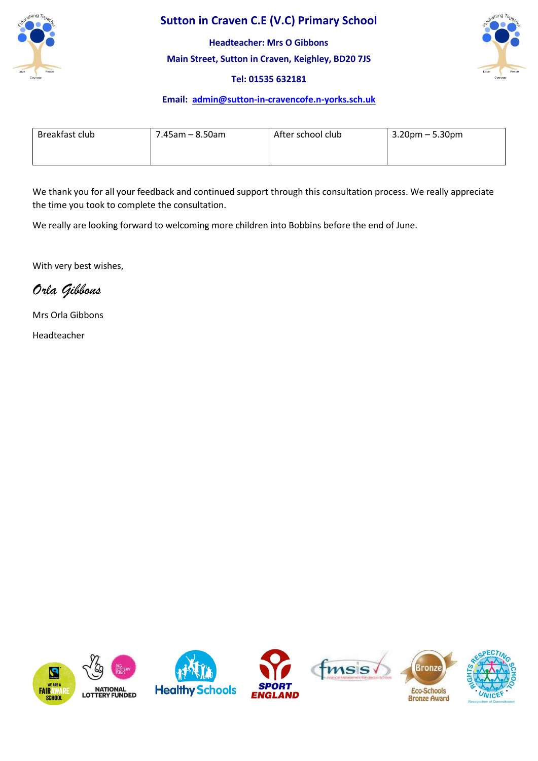# Sutton in Craven C.E (V.C) Primary School

**Headteacher: Mrs O Gibbons**

**Main Street, Sutton in Craven, Keighley, BD20 7JS**

**Tel: 01535 632181**

**Email: admin@sutton-in-cravencofe.n-yorks.sch.uk**

| | | | |
|---|---|---|---|
| Breakfast club | 7.45am – 8.50am | After school club | 3.20pm – 5.30pm |

We thank you for all your feedback and continued support through this consultation process. We really appreciate the time you took to complete the consultation.

We really are looking forward to welcoming more children into Bobbins before the end of June.

With very best wishes,

*Orla Gibbons*

Mrs Orla Gibbons

Headteacher